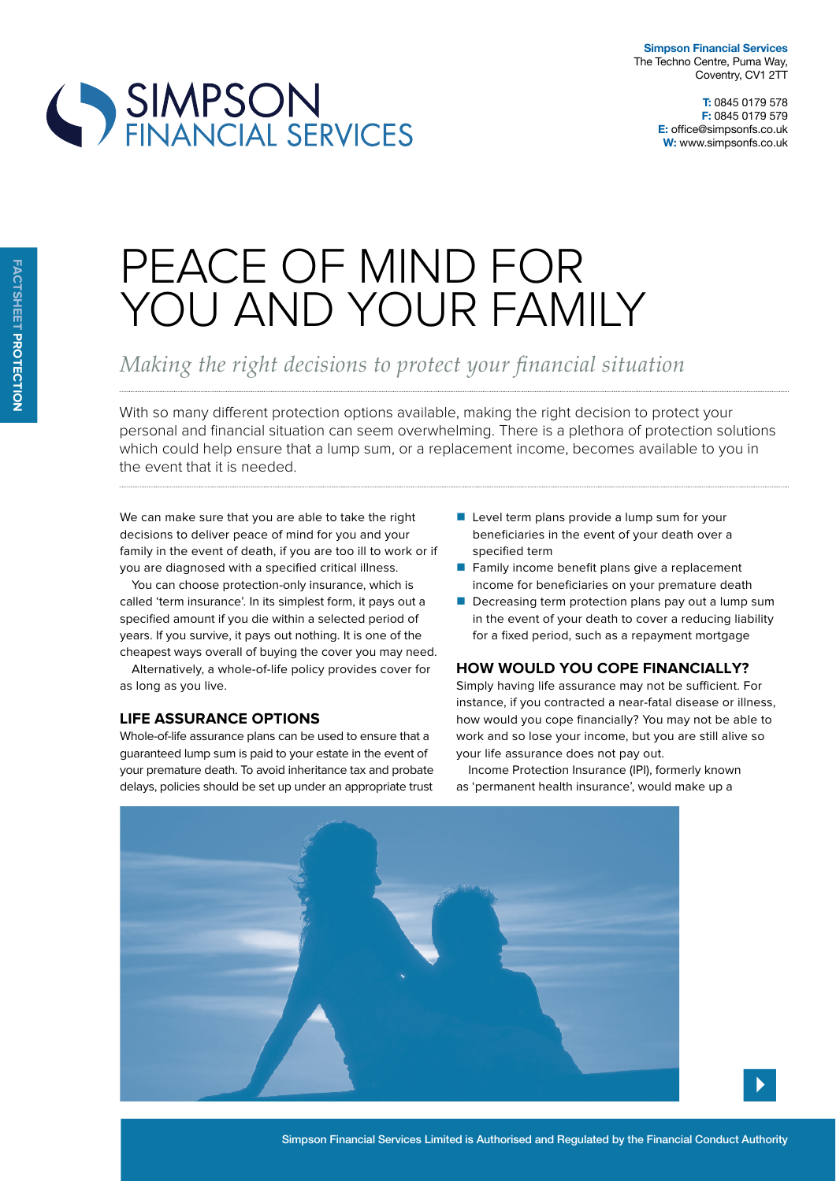SIMPSON FINANCIAL SERVICES

**Simpson Financial Services**
The Techno Centre, Puma Way,
Coventry, CV1 2TT

**T:** 0845 0179 578
**F:** 0845 0179 579
**E:** office@simpsonfs.co.uk
**W:** www.simpsonfs.co.uk

FACTSHEET **PROTECTION**

# PEACE OF MIND FOR YOU AND YOUR FAMILY

*Making the right decisions to protect your financial situation*

With so many different protection options available, making the right decision to protect your personal and financial situation can seem overwhelming. There is a plethora of protection solutions which could help ensure that a lump sum, or a replacement income, becomes available to you in the event that it is needed.

We can make sure that you are able to take the right decisions to deliver peace of mind for you and your family in the event of death, if you are too ill to work or if you are diagnosed with a specified critical illness.

You can choose protection-only insurance, which is called 'term insurance'. In its simplest form, it pays out a specified amount if you die within a selected period of years. If you survive, it pays out nothing. It is one of the cheapest ways overall of buying the cover you may need.

Alternatively, a whole-of-life policy provides cover for as long as you live.

## LIFE ASSURANCE OPTIONS

Whole-of-life assurance plans can be used to ensure that a guaranteed lump sum is paid to your estate in the event of your premature death. To avoid inheritance tax and probate delays, policies should be set up under an appropriate trust

- Level term plans provide a lump sum for your beneficiaries in the event of your death over a specified term
- Family income benefit plans give a replacement income for beneficiaries on your premature death
- Decreasing term protection plans pay out a lump sum in the event of your death to cover a reducing liability for a fixed period, such as a repayment mortgage

## HOW WOULD YOU COPE FINANCIALLY?

Simply having life assurance may not be sufficient. For instance, if you contracted a near-fatal disease or illness, how would you cope financially? You may not be able to work and so lose your income, but you are still alive so your life assurance does not pay out.

Income Protection Insurance (IPI), formerly known as 'permanent health insurance', would make up a

Simpson Financial Services Limited is Authorised and Regulated by the Financial Conduct Authority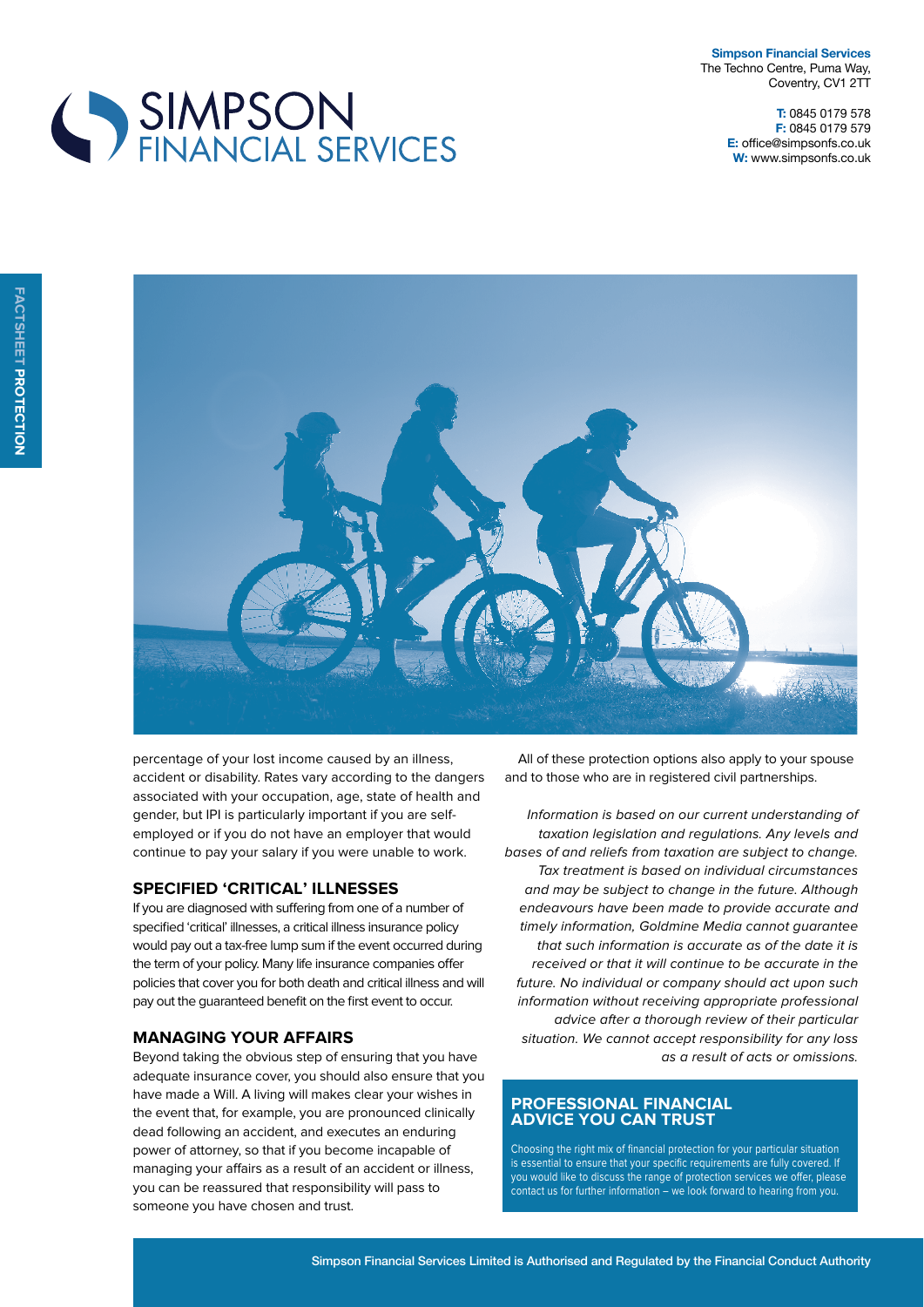**Simpson Financial Services**
The Techno Centre, Puma Way,
Coventry, CV1 2TT

**T:** 0845 0179 578
**F:** 0845 0179 579
**E:** office@simpsonfs.co.uk
**W:** www.simpsonfs.co.uk

FACTSHEET **PROTECTION**

percentage of your lost income caused by an illness, accident or disability. Rates vary according to the dangers associated with your occupation, age, state of health and gender, but IPI is particularly important if you are self-employed or if you do not have an employer that would continue to pay your salary if you were unable to work.

## SPECIFIED 'CRITICAL' ILLNESSES

If you are diagnosed with suffering from one of a number of specified 'critical' illnesses, a critical illness insurance policy would pay out a tax-free lump sum if the event occurred during the term of your policy. Many life insurance companies offer policies that cover you for both death and critical illness and will pay out the guaranteed benefit on the first event to occur.

## MANAGING YOUR AFFAIRS

Beyond taking the obvious step of ensuring that you have adequate insurance cover, you should also ensure that you have made a Will. A living will makes clear your wishes in the event that, for example, you are pronounced clinically dead following an accident, and executes an enduring power of attorney, so that if you become incapable of managing your affairs as a result of an accident or illness, you can be reassured that responsibility will pass to someone you have chosen and trust.

All of these protection options also apply to your spouse and to those who are in registered civil partnerships.

*Information is based on our current understanding of taxation legislation and regulations. Any levels and bases of and reliefs from taxation are subject to change. Tax treatment is based on individual circumstances and may be subject to change in the future. Although endeavours have been made to provide accurate and timely information, Goldmine Media cannot guarantee that such information is accurate as of the date it is received or that it will continue to be accurate in the future. No individual or company should act upon such information without receiving appropriate professional advice after a thorough review of their particular situation. We cannot accept responsibility for any loss as a result of acts or omissions.*

## PROFESSIONAL FINANCIAL ADVICE YOU CAN TRUST

Choosing the right mix of financial protection for your particular situation is essential to ensure that your specific requirements are fully covered. If you would like to discuss the range of protection services we offer, please contact us for further information – we look forward to hearing from you.

Simpson Financial Services Limited is Authorised and Regulated by the Financial Conduct Authority